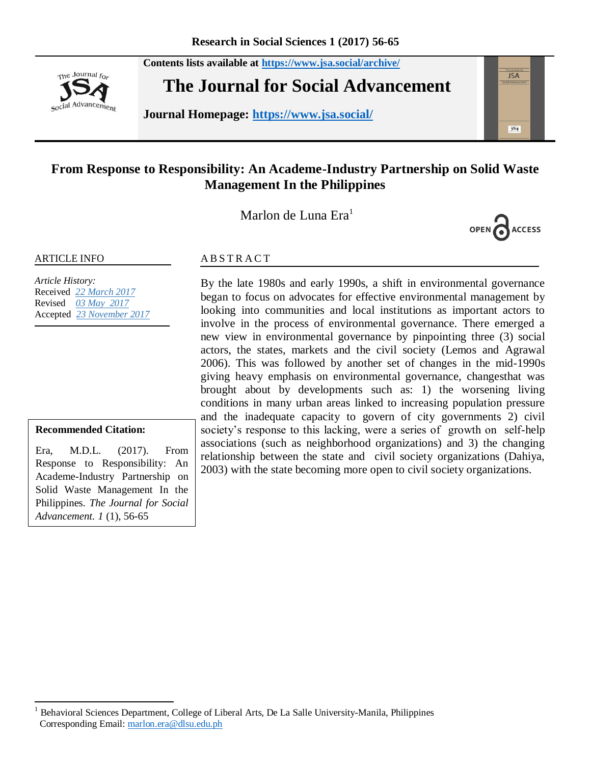Contents lists available at https://www.jsa.social/archive/

# The Journal for Social Advancement

Journal Homepage: https://www.jsa.social/

## From Response to Responsibility: An Academe-Industry Partnership on Solid Waste Management In the Philippines

Marlon de Luna Era[1]

OPEN ACCESS

**ARTICLE INFO**

*Article History:*
Received *22 March 2017*
Revised *03 May 2017*
Accepted *23 November 2017*

**Recommended Citation:**

Era, M.D.L. (2017). From Response to Responsibility: An Academe-Industry Partnership on Solid Waste Management In the Philippines. *The Journal for Social Advancement. 1* (1), 56-65

**ABSTRACT**

By the late 1980s and early 1990s, a shift in environmental governance began to focus on advocates for effective environmental management by looking into communities and local institutions as important actors to involve in the process of environmental governance. There emerged a new view in environmental governance by pinpointing three (3) social actors, the states, markets and the civil society (Lemos and Agrawal 2006). This was followed by another set of changes in the mid-1990s giving heavy emphasis on environmental governance, changesthat was brought about by developments such as: 1) the worsening living conditions in many urban areas linked to increasing population pressure and the inadequate capacity to govern of city governments 2) civil society's response to this lacking, were a series of growth on self-help associations (such as neighborhood organizations) and 3) the changing relationship between the state and civil society organizations (Dahiya, 2003) with the state becoming more open to civil society organizations.

[1] Behavioral Sciences Department, College of Liberal Arts, De La Salle University-Manila, Philippines
Corresponding Email: marlon.era@dlsu.edu.ph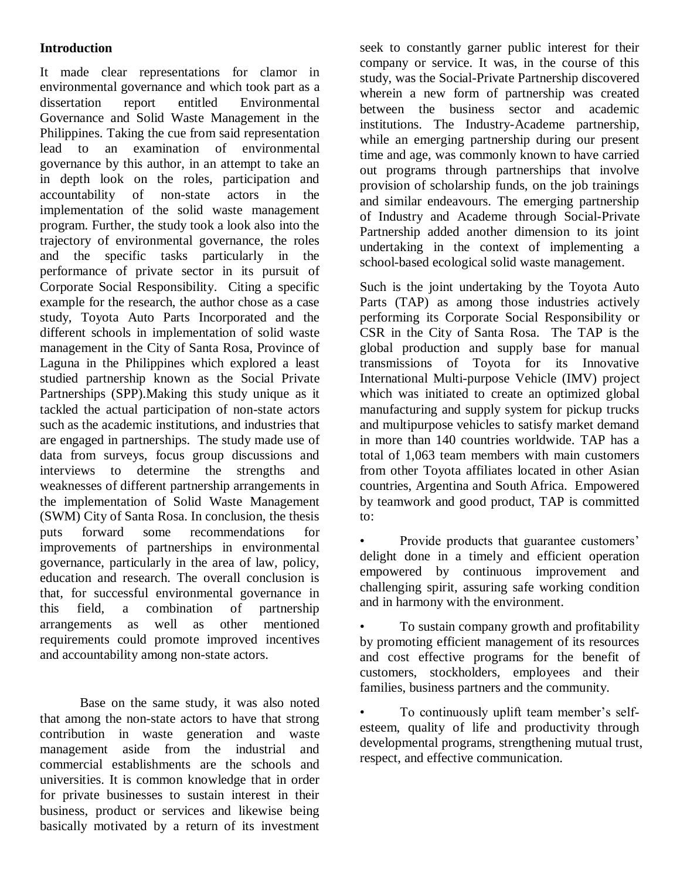## Introduction

It made clear representations for clamor in environmental governance and which took part as a dissertation report entitled Environmental Governance and Solid Waste Management in the Philippines. Taking the cue from said representation lead to an examination of environmental governance by this author, in an attempt to take an in depth look on the roles, participation and accountability of non-state actors in the implementation of the solid waste management program. Further, the study took a look also into the trajectory of environmental governance, the roles and the specific tasks particularly in the performance of private sector in its pursuit of Corporate Social Responsibility. Citing a specific example for the research, the author chose as a case study, Toyota Auto Parts Incorporated and the different schools in implementation of solid waste management in the City of Santa Rosa, Province of Laguna in the Philippines which explored a least studied partnership known as the Social Private Partnerships (SPP).Making this study unique as it tackled the actual participation of non-state actors such as the academic institutions, and industries that are engaged in partnerships. The study made use of data from surveys, focus group discussions and interviews to determine the strengths and weaknesses of different partnership arrangements in the implementation of Solid Waste Management (SWM) City of Santa Rosa. In conclusion, the thesis puts forward some recommendations for improvements of partnerships in environmental governance, particularly in the area of law, policy, education and research. The overall conclusion is that, for successful environmental governance in this field, a combination of partnership arrangements as well as other mentioned requirements could promote improved incentives and accountability among non-state actors.

Base on the same study, it was also noted that among the non-state actors to have that strong contribution in waste generation and waste management aside from the industrial and commercial establishments are the schools and universities. It is common knowledge that in order for private businesses to sustain interest in their business, product or services and likewise being basically motivated by a return of its investment seek to constantly garner public interest for their company or service. It was, in the course of this study, was the Social-Private Partnership discovered wherein a new form of partnership was created between the business sector and academic institutions. The Industry-Academe partnership, while an emerging partnership during our present time and age, was commonly known to have carried out programs through partnerships that involve provision of scholarship funds, on the job trainings and similar endeavours. The emerging partnership of Industry and Academe through Social-Private Partnership added another dimension to its joint undertaking in the context of implementing a school-based ecological solid waste management.

Such is the joint undertaking by the Toyota Auto Parts (TAP) as among those industries actively performing its Corporate Social Responsibility or CSR in the City of Santa Rosa. The TAP is the global production and supply base for manual transmissions of Toyota for its Innovative International Multi-purpose Vehicle (IMV) project which was initiated to create an optimized global manufacturing and supply system for pickup trucks and multipurpose vehicles to satisfy market demand in more than 140 countries worldwide. TAP has a total of 1,063 team members with main customers from other Toyota affiliates located in other Asian countries, Argentina and South Africa. Empowered by teamwork and good product, TAP is committed to:

- Provide products that guarantee customers' delight done in a timely and efficient operation empowered by continuous improvement and challenging spirit, assuring safe working condition and in harmony with the environment.
- To sustain company growth and profitability by promoting efficient management of its resources and cost effective programs for the benefit of customers, stockholders, employees and their families, business partners and the community.
- To continuously uplift team member's self-esteem, quality of life and productivity through developmental programs, strengthening mutual trust, respect, and effective communication.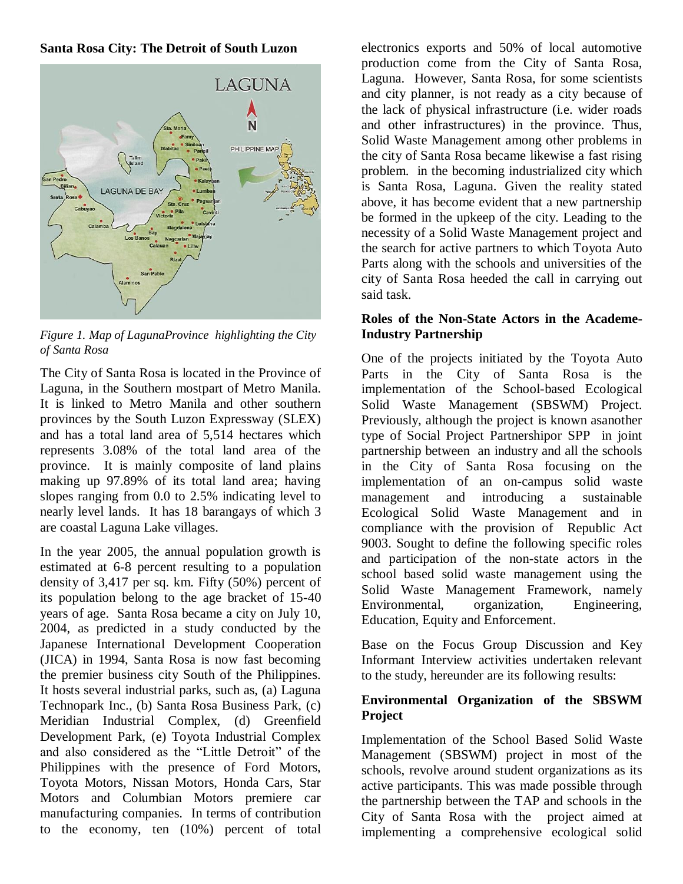**Santa Rosa City: The Detroit of South Luzon**

*Figure 1. Map of LagunaProvince highlighting the City of Santa Rosa*

The City of Santa Rosa is located in the Province of Laguna, in the Southern mostpart of Metro Manila. It is linked to Metro Manila and other southern provinces by the South Luzon Expressway (SLEX) and has a total land area of 5,514 hectares which represents 3.08% of the total land area of the province. It is mainly composite of land plains making up 97.89% of its total land area; having slopes ranging from 0.0 to 2.5% indicating level to nearly level lands. It has 18 barangays of which 3 are coastal Laguna Lake villages.

In the year 2005, the annual population growth is estimated at 6-8 percent resulting to a population density of 3,417 per sq. km. Fifty (50%) percent of its population belong to the age bracket of 15-40 years of age. Santa Rosa became a city on July 10, 2004, as predicted in a study conducted by the Japanese International Development Cooperation (JICA) in 1994, Santa Rosa is now fast becoming the premier business city South of the Philippines. It hosts several industrial parks, such as, (a) Laguna Technopark Inc., (b) Santa Rosa Business Park, (c) Meridian Industrial Complex, (d) Greenfield Development Park, (e) Toyota Industrial Complex and also considered as the "Little Detroit" of the Philippines with the presence of Ford Motors, Toyota Motors, Nissan Motors, Honda Cars, Star Motors and Columbian Motors premiere car manufacturing companies. In terms of contribution to the economy, ten (10%) percent of total electronics exports and 50% of local automotive production come from the City of Santa Rosa, Laguna. However, Santa Rosa, for some scientists and city planner, is not ready as a city because of the lack of physical infrastructure (i.e. wider roads and other infrastructures) in the province. Thus, Solid Waste Management among other problems in the city of Santa Rosa became likewise a fast rising problem. in the becoming industrialized city which is Santa Rosa, Laguna. Given the reality stated above, it has become evident that a new partnership be formed in the upkeep of the city. Leading to the necessity of a Solid Waste Management project and the search for active partners to which Toyota Auto Parts along with the schools and universities of the city of Santa Rosa heeded the call in carrying out said task.

**Roles of the Non-State Actors in the Academe-Industry Partnership**

One of the projects initiated by the Toyota Auto Parts in the City of Santa Rosa is the implementation of the School-based Ecological Solid Waste Management (SBSWM) Project. Previously, although the project is known asanother type of Social Project Partnershipor SPP in joint partnership between an industry and all the schools in the City of Santa Rosa focusing on the implementation of an on-campus solid waste management and introducing a sustainable Ecological Solid Waste Management and in compliance with the provision of Republic Act 9003. Sought to define the following specific roles and participation of the non-state actors in the school based solid waste management using the Solid Waste Management Framework, namely Environmental, organization, Engineering, Education, Equity and Enforcement.

Base on the Focus Group Discussion and Key Informant Interview activities undertaken relevant to the study, hereunder are its following results:

**Environmental Organization of the SBSWM Project**

Implementation of the School Based Solid Waste Management (SBSWM) project in most of the schools, revolve around student organizations as its active participants. This was made possible through the partnership between the TAP and schools in the City of Santa Rosa with the project aimed at implementing a comprehensive ecological solid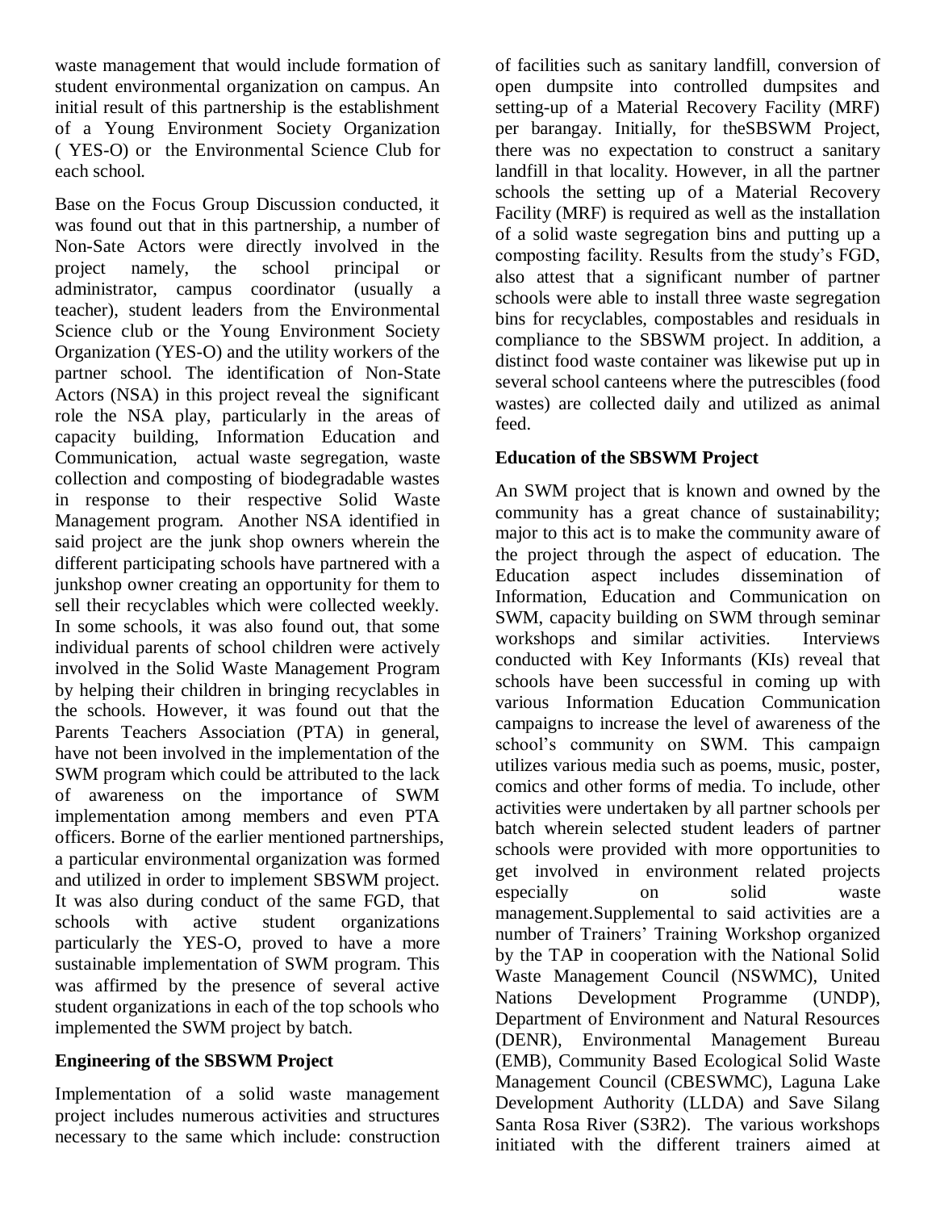waste management that would include formation of student environmental organization on campus. An initial result of this partnership is the establishment of a Young Environment Society Organization ( YES-O) or the Environmental Science Club for each school.

Base on the Focus Group Discussion conducted, it was found out that in this partnership, a number of Non-Sate Actors were directly involved in the project namely, the school principal or administrator, campus coordinator (usually a teacher), student leaders from the Environmental Science club or the Young Environment Society Organization (YES-O) and the utility workers of the partner school. The identification of Non-State Actors (NSA) in this project reveal the significant role the NSA play, particularly in the areas of capacity building, Information Education and Communication, actual waste segregation, waste collection and composting of biodegradable wastes in response to their respective Solid Waste Management program. Another NSA identified in said project are the junk shop owners wherein the different participating schools have partnered with a junkshop owner creating an opportunity for them to sell their recyclables which were collected weekly. In some schools, it was also found out, that some individual parents of school children were actively involved in the Solid Waste Management Program by helping their children in bringing recyclables in the schools. However, it was found out that the Parents Teachers Association (PTA) in general, have not been involved in the implementation of the SWM program which could be attributed to the lack of awareness on the importance of SWM implementation among members and even PTA officers. Borne of the earlier mentioned partnerships, a particular environmental organization was formed and utilized in order to implement SBSWM project. It was also during conduct of the same FGD, that schools with active student organizations particularly the YES-O, proved to have a more sustainable implementation of SWM program. This was affirmed by the presence of several active student organizations in each of the top schools who implemented the SWM project by batch.

**Engineering of the SBSWM Project**

Implementation of a solid waste management project includes numerous activities and structures necessary to the same which include: construction of facilities such as sanitary landfill, conversion of open dumpsite into controlled dumpsites and setting-up of a Material Recovery Facility (MRF) per barangay. Initially, for theSBSWM Project, there was no expectation to construct a sanitary landfill in that locality. However, in all the partner schools the setting up of a Material Recovery Facility (MRF) is required as well as the installation of a solid waste segregation bins and putting up a composting facility. Results from the study's FGD, also attest that a significant number of partner schools were able to install three waste segregation bins for recyclables, compostables and residuals in compliance to the SBSWM project. In addition, a distinct food waste container was likewise put up in several school canteens where the putrescibles (food wastes) are collected daily and utilized as animal feed.

**Education of the SBSWM Project**

An SWM project that is known and owned by the community has a great chance of sustainability; major to this act is to make the community aware of the project through the aspect of education. The Education aspect includes dissemination of Information, Education and Communication on SWM, capacity building on SWM through seminar workshops and similar activities. Interviews conducted with Key Informants (KIs) reveal that schools have been successful in coming up with various Information Education Communication campaigns to increase the level of awareness of the school's community on SWM. This campaign utilizes various media such as poems, music, poster, comics and other forms of media. To include, other activities were undertaken by all partner schools per batch wherein selected student leaders of partner schools were provided with more opportunities to get involved in environment related projects especially on solid waste management.Supplemental to said activities are a number of Trainers' Training Workshop organized by the TAP in cooperation with the National Solid Waste Management Council (NSWMC), United Nations Development Programme (UNDP), Department of Environment and Natural Resources (DENR), Environmental Management Bureau (EMB), Community Based Ecological Solid Waste Management Council (CBESWMC), Laguna Lake Development Authority (LLDA) and Save Silang Santa Rosa River (S3R2). The various workshops initiated with the different trainers aimed at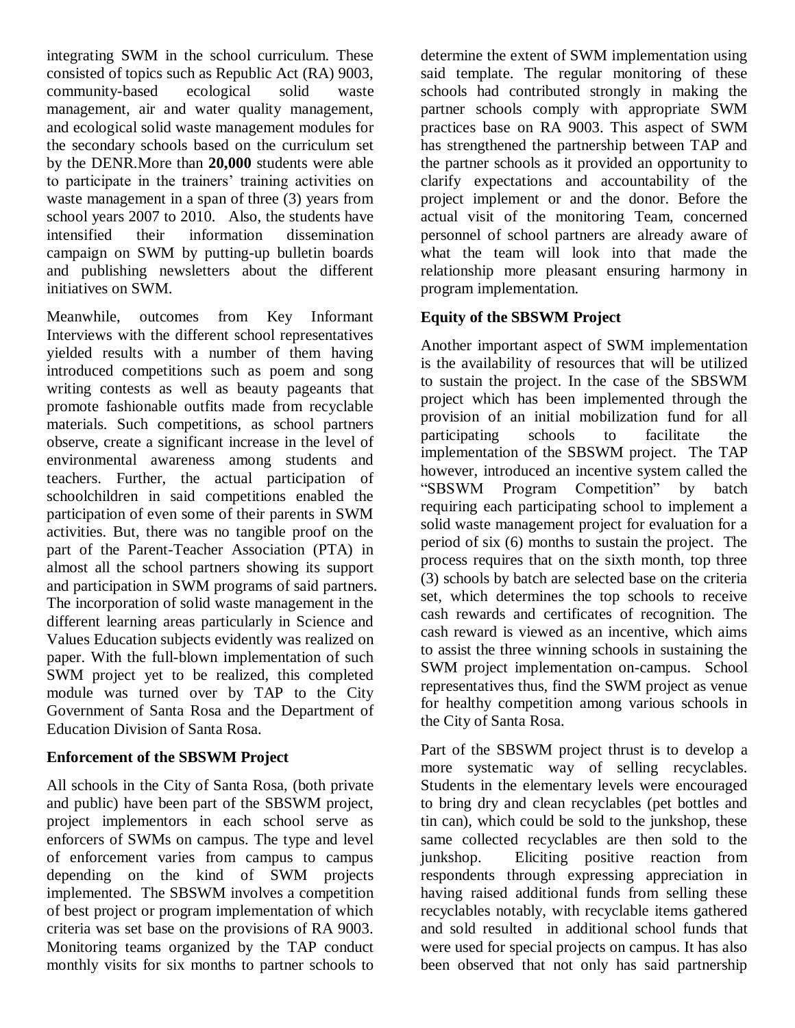integrating SWM in the school curriculum. These consisted of topics such as Republic Act (RA) 9003, community-based ecological solid waste management, air and water quality management, and ecological solid waste management modules for the secondary schools based on the curriculum set by the DENR.More than **20,000** students were able to participate in the trainers' training activities on waste management in a span of three (3) years from school years 2007 to 2010. Also, the students have intensified their information dissemination campaign on SWM by putting-up bulletin boards and publishing newsletters about the different initiatives on SWM.

Meanwhile, outcomes from Key Informant Interviews with the different school representatives yielded results with a number of them having introduced competitions such as poem and song writing contests as well as beauty pageants that promote fashionable outfits made from recyclable materials. Such competitions, as school partners observe, create a significant increase in the level of environmental awareness among students and teachers. Further, the actual participation of schoolchildren in said competitions enabled the participation of even some of their parents in SWM activities. But, there was no tangible proof on the part of the Parent-Teacher Association (PTA) in almost all the school partners showing its support and participation in SWM programs of said partners. The incorporation of solid waste management in the different learning areas particularly in Science and Values Education subjects evidently was realized on paper. With the full-blown implementation of such SWM project yet to be realized, this completed module was turned over by TAP to the City Government of Santa Rosa and the Department of Education Division of Santa Rosa.

### Enforcement of the SBSWM Project

All schools in the City of Santa Rosa, (both private and public) have been part of the SBSWM project, project implementors in each school serve as enforcers of SWMs on campus. The type and level of enforcement varies from campus to campus depending on the kind of SWM projects implemented. The SBSWM involves a competition of best project or program implementation of which criteria was set base on the provisions of RA 9003. Monitoring teams organized by the TAP conduct monthly visits for six months to partner schools to determine the extent of SWM implementation using said template. The regular monitoring of these schools had contributed strongly in making the partner schools comply with appropriate SWM practices base on RA 9003. This aspect of SWM has strengthened the partnership between TAP and the partner schools as it provided an opportunity to clarify expectations and accountability of the project implement or and the donor. Before the actual visit of the monitoring Team, concerned personnel of school partners are already aware of what the team will look into that made the relationship more pleasant ensuring harmony in program implementation.

### Equity of the SBSWM Project

Another important aspect of SWM implementation is the availability of resources that will be utilized to sustain the project. In the case of the SBSWM project which has been implemented through the provision of an initial mobilization fund for all participating schools to facilitate the implementation of the SBSWM project. The TAP however, introduced an incentive system called the "SBSWM Program Competition" by batch requiring each participating school to implement a solid waste management project for evaluation for a period of six (6) months to sustain the project. The process requires that on the sixth month, top three (3) schools by batch are selected base on the criteria set, which determines the top schools to receive cash rewards and certificates of recognition. The cash reward is viewed as an incentive, which aims to assist the three winning schools in sustaining the SWM project implementation on-campus. School representatives thus, find the SWM project as venue for healthy competition among various schools in the City of Santa Rosa.

Part of the SBSWM project thrust is to develop a more systematic way of selling recyclables. Students in the elementary levels were encouraged to bring dry and clean recyclables (pet bottles and tin can), which could be sold to the junkshop, these same collected recyclables are then sold to the junkshop. Eliciting positive reaction from respondents through expressing appreciation in having raised additional funds from selling these recyclables notably, with recyclable items gathered and sold resulted in additional school funds that were used for special projects on campus. It has also been observed that not only has said partnership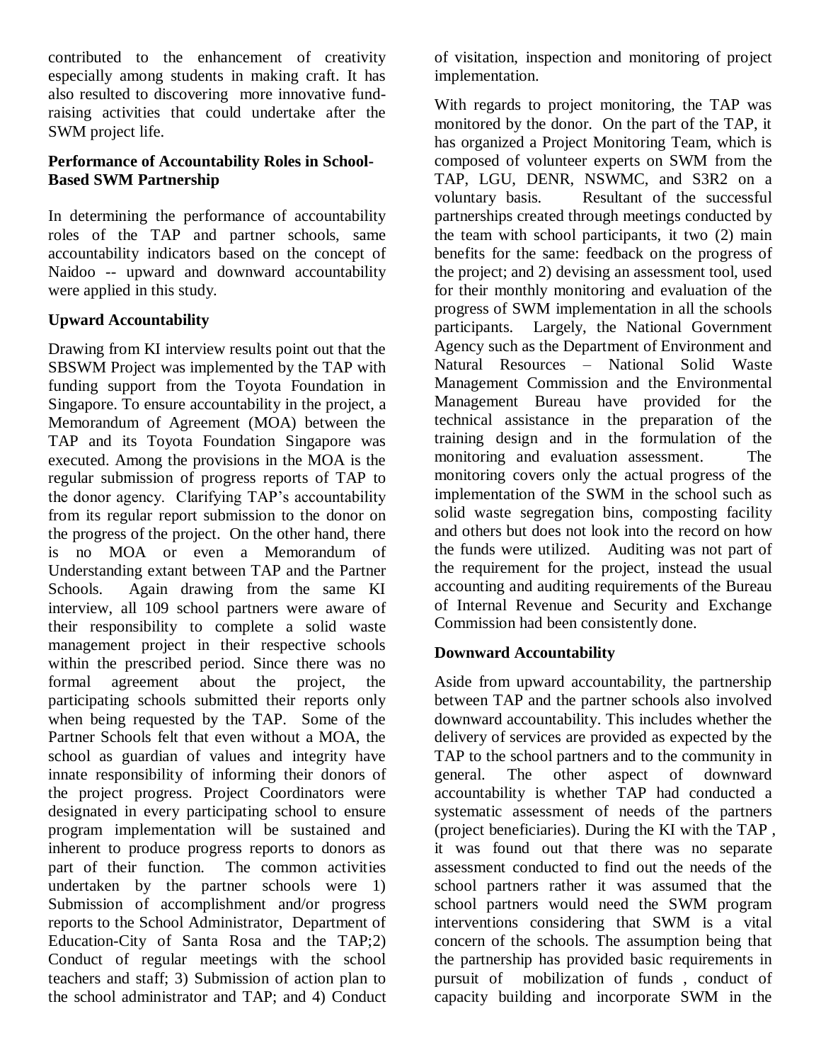contributed to the enhancement of creativity especially among students in making craft. It has also resulted to discovering more innovative fund-raising activities that could undertake after the SWM project life.

**Performance of Accountability Roles in School-Based SWM Partnership**

In determining the performance of accountability roles of the TAP and partner schools, same accountability indicators based on the concept of Naidoo -- upward and downward accountability were applied in this study.

**Upward Accountability**

Drawing from KI interview results point out that the SBSWM Project was implemented by the TAP with funding support from the Toyota Foundation in Singapore. To ensure accountability in the project, a Memorandum of Agreement (MOA) between the TAP and its Toyota Foundation Singapore was executed. Among the provisions in the MOA is the regular submission of progress reports of TAP to the donor agency. Clarifying TAP's accountability from its regular report submission to the donor on the progress of the project. On the other hand, there is no MOA or even a Memorandum of Understanding extant between TAP and the Partner Schools. Again drawing from the same KI interview, all 109 school partners were aware of their responsibility to complete a solid waste management project in their respective schools within the prescribed period. Since there was no formal agreement about the project, the participating schools submitted their reports only when being requested by the TAP. Some of the Partner Schools felt that even without a MOA, the school as guardian of values and integrity have innate responsibility of informing their donors of the project progress. Project Coordinators were designated in every participating school to ensure program implementation will be sustained and inherent to produce progress reports to donors as part of their function. The common activities undertaken by the partner schools were 1) Submission of accomplishment and/or progress reports to the School Administrator, Department of Education-City of Santa Rosa and the TAP;2) Conduct of regular meetings with the school teachers and staff; 3) Submission of action plan to the school administrator and TAP; and 4) Conduct of visitation, inspection and monitoring of project implementation.

With regards to project monitoring, the TAP was monitored by the donor. On the part of the TAP, it has organized a Project Monitoring Team, which is composed of volunteer experts on SWM from the TAP, LGU, DENR, NSWMC, and S3R2 on a voluntary basis. Resultant of the successful partnerships created through meetings conducted by the team with school participants, it two (2) main benefits for the same: feedback on the progress of the project; and 2) devising an assessment tool, used for their monthly monitoring and evaluation of the progress of SWM implementation in all the schools participants. Largely, the National Government Agency such as the Department of Environment and Natural Resources – National Solid Waste Management Commission and the Environmental Management Bureau have provided for the technical assistance in the preparation of the training design and in the formulation of the monitoring and evaluation assessment. The monitoring covers only the actual progress of the implementation of the SWM in the school such as solid waste segregation bins, composting facility and others but does not look into the record on how the funds were utilized. Auditing was not part of the requirement for the project, instead the usual accounting and auditing requirements of the Bureau of Internal Revenue and Security and Exchange Commission had been consistently done.

**Downward Accountability**

Aside from upward accountability, the partnership between TAP and the partner schools also involved downward accountability. This includes whether the delivery of services are provided as expected by the TAP to the school partners and to the community in general. The other aspect of downward accountability is whether TAP had conducted a systematic assessment of needs of the partners (project beneficiaries). During the KI with the TAP , it was found out that there was no separate assessment conducted to find out the needs of the school partners rather it was assumed that the school partners would need the SWM program interventions considering that SWM is a vital concern of the schools. The assumption being that the partnership has provided basic requirements in pursuit of mobilization of funds , conduct of capacity building and incorporate SWM in the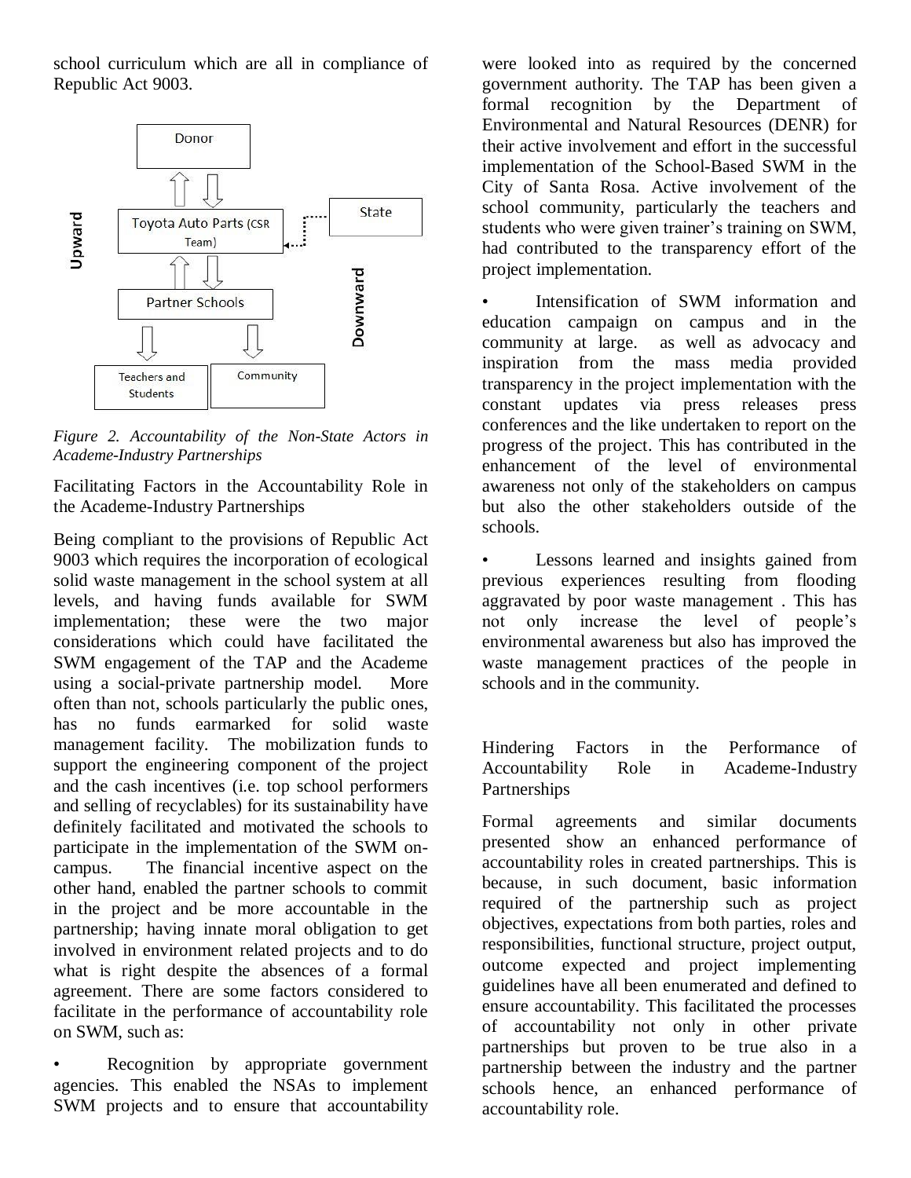school curriculum which are all in compliance of Republic Act 9003.

Donor

Toyota Auto Parts (CSR Team)

State

Upward

Partner Schools

Downward

Teachers and Students

Community

*Figure 2. Accountability of the Non-State Actors in Academe-Industry Partnerships*

Facilitating Factors in the Accountability Role in the Academe-Industry Partnerships

Being compliant to the provisions of Republic Act 9003 which requires the incorporation of ecological solid waste management in the school system at all levels, and having funds available for SWM implementation; these were the two major considerations which could have facilitated the SWM engagement of the TAP and the Academe using a social-private partnership model. More often than not, schools particularly the public ones, has no funds earmarked for solid waste management facility. The mobilization funds to support the engineering component of the project and the cash incentives (i.e. top school performers and selling of recyclables) for its sustainability have definitely facilitated and motivated the schools to participate in the implementation of the SWM on-campus. The financial incentive aspect on the other hand, enabled the partner schools to commit in the project and be more accountable in the partnership; having innate moral obligation to get involved in environment related projects and to do what is right despite the absences of a formal agreement. There are some factors considered to facilitate in the performance of accountability role on SWM, such as:

- Recognition by appropriate government agencies. This enabled the NSAs to implement SWM projects and to ensure that accountability were looked into as required by the concerned government authority. The TAP has been given a formal recognition by the Department of Environmental and Natural Resources (DENR) for their active involvement and effort in the successful implementation of the School-Based SWM in the City of Santa Rosa. Active involvement of the school community, particularly the teachers and students who were given trainer's training on SWM, had contributed to the transparency effort of the project implementation.

- Intensification of SWM information and education campaign on campus and in the community at large. as well as advocacy and inspiration from the mass media provided transparency in the project implementation with the constant updates via press releases press conferences and the like undertaken to report on the progress of the project. This has contributed in the enhancement of the level of environmental awareness not only of the stakeholders on campus but also the other stakeholders outside of the schools.

- Lessons learned and insights gained from previous experiences resulting from flooding aggravated by poor waste management . This has not only increase the level of people's environmental awareness but also has improved the waste management practices of the people in schools and in the community.

Hindering Factors in the Performance of Accountability Role in Academe-Industry Partnerships

Formal agreements and similar documents presented show an enhanced performance of accountability roles in created partnerships. This is because, in such document, basic information required of the partnership such as project objectives, expectations from both parties, roles and responsibilities, functional structure, project output, outcome expected and project implementing guidelines have all been enumerated and defined to ensure accountability. This facilitated the processes of accountability not only in other private partnerships but proven to be true also in a partnership between the industry and the partner schools hence, an enhanced performance of accountability role.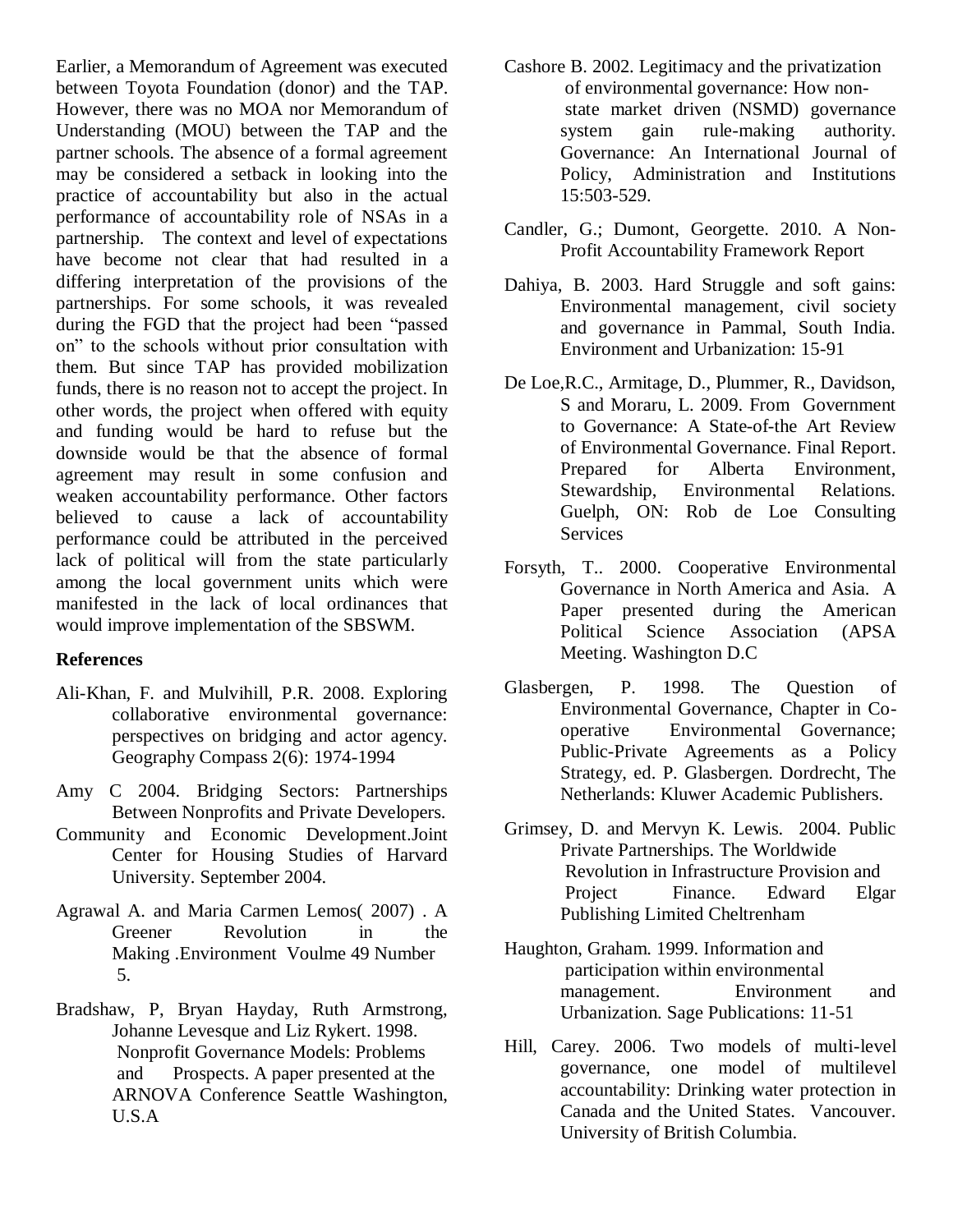Earlier, a Memorandum of Agreement was executed between Toyota Foundation (donor) and the TAP. However, there was no MOA nor Memorandum of Understanding (MOU) between the TAP and the partner schools. The absence of a formal agreement may be considered a setback in looking into the practice of accountability but also in the actual performance of accountability role of NSAs in a partnership. The context and level of expectations have become not clear that had resulted in a differing interpretation of the provisions of the partnerships. For some schools, it was revealed during the FGD that the project had been "passed on" to the schools without prior consultation with them. But since TAP has provided mobilization funds, there is no reason not to accept the project. In other words, the project when offered with equity and funding would be hard to refuse but the downside would be that the absence of formal agreement may result in some confusion and weaken accountability performance. Other factors believed to cause a lack of accountability performance could be attributed in the perceived lack of political will from the state particularly among the local government units which were manifested in the lack of local ordinances that would improve implementation of the SBSWM.

## References

Ali-Khan, F. and Mulvihill, P.R. 2008. Exploring collaborative environmental governance: perspectives on bridging and actor agency. Geography Compass 2(6): 1974-1994

Amy C 2004. Bridging Sectors: Partnerships Between Nonprofits and Private Developers.

Community and Economic Development.Joint Center for Housing Studies of Harvard University. September 2004.

Agrawal A. and Maria Carmen Lemos( 2007) . A Greener Revolution in the Making .Environment Voulme 49 Number 5.

Bradshaw, P, Bryan Hayday, Ruth Armstrong, Johanne Levesque and Liz Rykert. 1998. Nonprofit Governance Models: Problems and Prospects. A paper presented at the ARNOVA Conference Seattle Washington, U.S.A

Cashore B. 2002. Legitimacy and the privatization of environmental governance: How non-state market driven (NSMD) governance system gain rule-making authority. Governance: An International Journal of Policy, Administration and Institutions 15:503-529.

Candler, G.; Dumont, Georgette. 2010. A Non-Profit Accountability Framework Report

Dahiya, B. 2003. Hard Struggle and soft gains: Environmental management, civil society and governance in Pammal, South India. Environment and Urbanization: 15-91

De Loe,R.C., Armitage, D., Plummer, R., Davidson, S and Moraru, L. 2009. From Government to Governance: A State-of-the Art Review of Environmental Governance. Final Report. Prepared for Alberta Environment, Stewardship, Environmental Relations. Guelph, ON: Rob de Loe Consulting Services

Forsyth, T.. 2000. Cooperative Environmental Governance in North America and Asia. A Paper presented during the American Political Science Association (APSA Meeting. Washington D.C

Glasbergen, P. 1998. The Question of Environmental Governance, Chapter in Co-operative Environmental Governance; Public-Private Agreements as a Policy Strategy, ed. P. Glasbergen. Dordrecht, The Netherlands: Kluwer Academic Publishers.

Grimsey, D. and Mervyn K. Lewis. 2004. Public Private Partnerships. The Worldwide Revolution in Infrastructure Provision and Project Finance. Edward Elgar Publishing Limited Cheltrenham

Haughton, Graham. 1999. Information and participation within environmental management. Environment and Urbanization. Sage Publications: 11-51

Hill, Carey. 2006. Two models of multi-level governance, one model of multilevel accountability: Drinking water protection in Canada and the United States. Vancouver. University of British Columbia.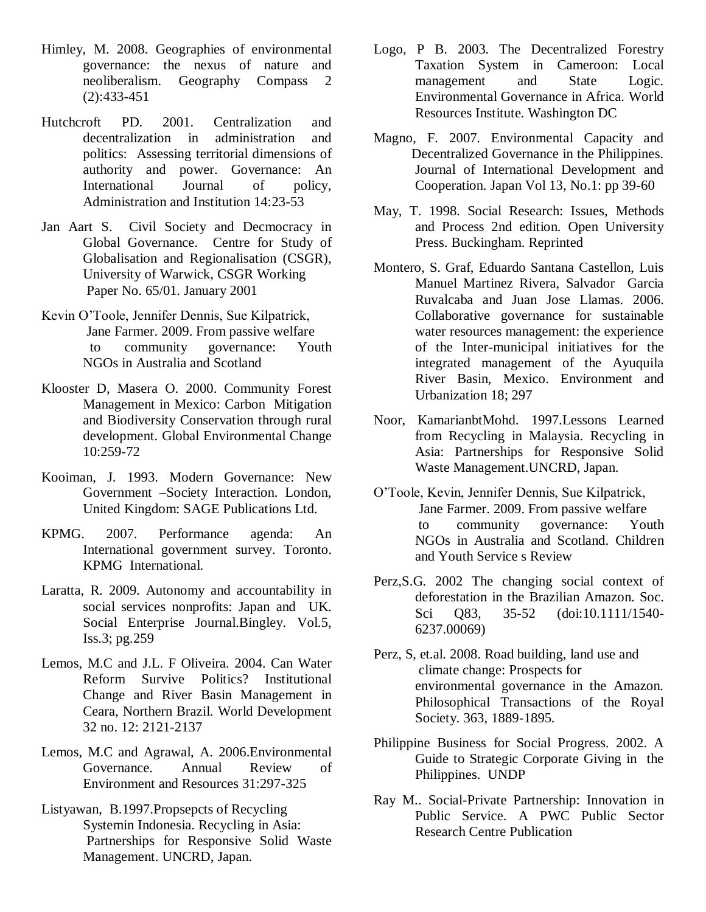Himley, M. 2008. Geographies of environmental governance: the nexus of nature and neoliberalism. Geography Compass 2 (2):433-451

Hutchcroft PD. 2001. Centralization and decentralization in administration and politics: Assessing territorial dimensions of authority and power. Governance: An International Journal of policy, Administration and Institution 14:23-53

Jan Aart S. Civil Society and Decmocracy in Global Governance. Centre for Study of Globalisation and Regionalisation (CSGR), University of Warwick, CSGR Working Paper No. 65/01. January 2001

Kevin O'Toole, Jennifer Dennis, Sue Kilpatrick, Jane Farmer. 2009. From passive welfare to community governance: Youth NGOs in Australia and Scotland

Klooster D, Masera O. 2000. Community Forest Management in Mexico: Carbon Mitigation and Biodiversity Conservation through rural development. Global Environmental Change 10:259-72

Kooiman, J. 1993. Modern Governance: New Government –Society Interaction. London, United Kingdom: SAGE Publications Ltd.

KPMG. 2007. Performance agenda: An International government survey. Toronto. KPMG International.

Laratta, R. 2009. Autonomy and accountability in social services nonprofits: Japan and UK. Social Enterprise Journal.Bingley. Vol.5, Iss.3; pg.259

Lemos, M.C and J.L. F Oliveira. 2004. Can Water Reform Survive Politics? Institutional Change and River Basin Management in Ceara, Northern Brazil. World Development 32 no. 12: 2121-2137

Lemos, M.C and Agrawal, A. 2006.Environmental Governance. Annual Review of Environment and Resources 31:297-325

Listyawan, B.1997.Propsepcts of Recycling Systemin Indonesia. Recycling in Asia: Partnerships for Responsive Solid Waste Management. UNCRD, Japan.

Logo, P B. 2003. The Decentralized Forestry Taxation System in Cameroon: Local management and State Logic. Environmental Governance in Africa. World Resources Institute. Washington DC

Magno, F. 2007. Environmental Capacity and Decentralized Governance in the Philippines. Journal of International Development and Cooperation. Japan Vol 13, No.1: pp 39-60

May, T. 1998. Social Research: Issues, Methods and Process 2nd edition. Open University Press. Buckingham. Reprinted

Montero, S. Graf, Eduardo Santana Castellon, Luis Manuel Martinez Rivera, Salvador Garcia Ruvalcaba and Juan Jose Llamas. 2006. Collaborative governance for sustainable water resources management: the experience of the Inter-municipal initiatives for the integrated management of the Ayuquila River Basin, Mexico. Environment and Urbanization 18; 297

Noor, KamarianbtMohd. 1997.Lessons Learned from Recycling in Malaysia. Recycling in Asia: Partnerships for Responsive Solid Waste Management.UNCRD, Japan.

O'Toole, Kevin, Jennifer Dennis, Sue Kilpatrick, Jane Farmer. 2009. From passive welfare to community governance: Youth NGOs in Australia and Scotland. Children and Youth Service s Review

Perz,S.G. 2002 The changing social context of deforestation in the Brazilian Amazon. Soc. Sci Q83, 35-52 (doi:10.1111/1540-6237.00069)

Perz, S, et.al. 2008. Road building, land use and climate change: Prospects for environmental governance in the Amazon. Philosophical Transactions of the Royal Society. 363, 1889-1895.

Philippine Business for Social Progress. 2002. A Guide to Strategic Corporate Giving in the Philippines. UNDP

Ray M.. Social-Private Partnership: Innovation in Public Service. A PWC Public Sector Research Centre Publication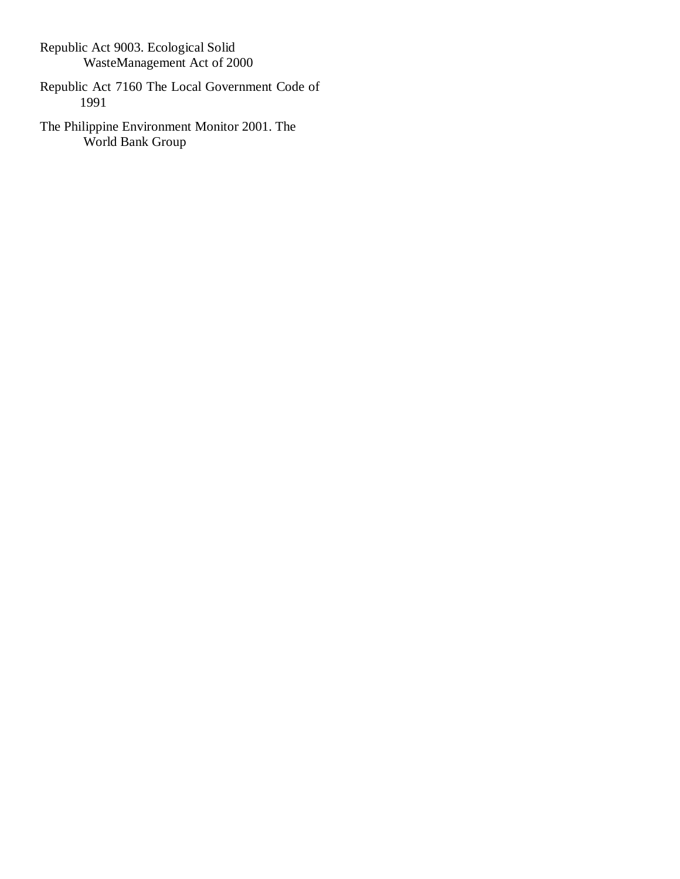Republic Act 9003. Ecological Solid WasteManagement Act of 2000

Republic Act 7160 The Local Government Code of 1991

The Philippine Environment Monitor 2001. The World Bank Group